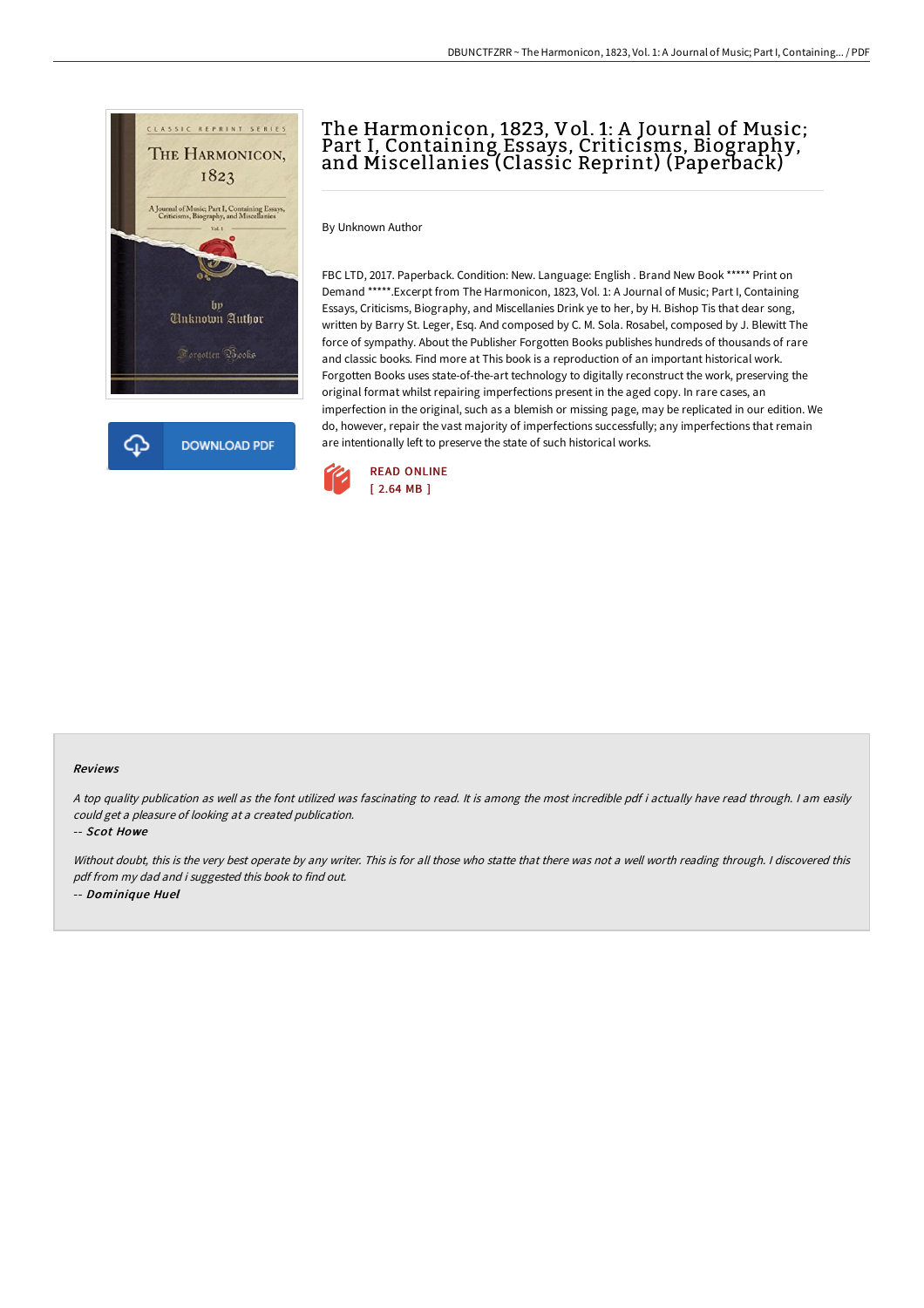# The Harmonicon, 1823, Vol. 1: A Journal of Music; Part I, Containing Essays, Criticisms, Biography, and Miscellanies (Classic Reprint) (Paperback)

By Unknown Author

FBC LTD, 2017. Paperback. Condition: New. Language: English . Brand New Book ***** Print on Demand *****.Excerpt from The Harmonicon, 1823, Vol. 1: A Journal of Music; Part I, Containing Essays, Criticisms, Biography, and Miscellanies Drink ye to her, by H. Bishop Tis that dear song, written by Barry St. Leger, Esq. And composed by C. M. Sola. Rosabel, composed by J. Blewitt The force of sympathy. About the Publisher Forgotten Books publishes hundreds of thousands of rare and classic books. Find more at This book is a reproduction of an important historical work. Forgotten Books uses state-of-the-art technology to digitally reconstruct the work, preserving the original format whilst repairing imperfections present in the aged copy. In rare cases, an imperfection in the original, such as a blemish or missing page, may be replicated in our edition. We do, however, repair the vast majority of imperfections successfully; any imperfections that remain are intentionally left to preserve the state of such historical works.

DOWNLOAD PDF

READ ONLINE
[ 2.64 MB ]

#### Reviews

*A top quality publication as well as the font utilized was fascinating to read. It is among the most incredible pdf i actually have read through. I am easily could get a pleasure of looking at a created publication.*

-- ***Scot Howe***

*Without doubt, this is the very best operate by any writer. This is for all those who statte that there was not a well worth reading through. I discovered this pdf from my dad and i suggested this book to find out.*

-- ***Dominique Huel***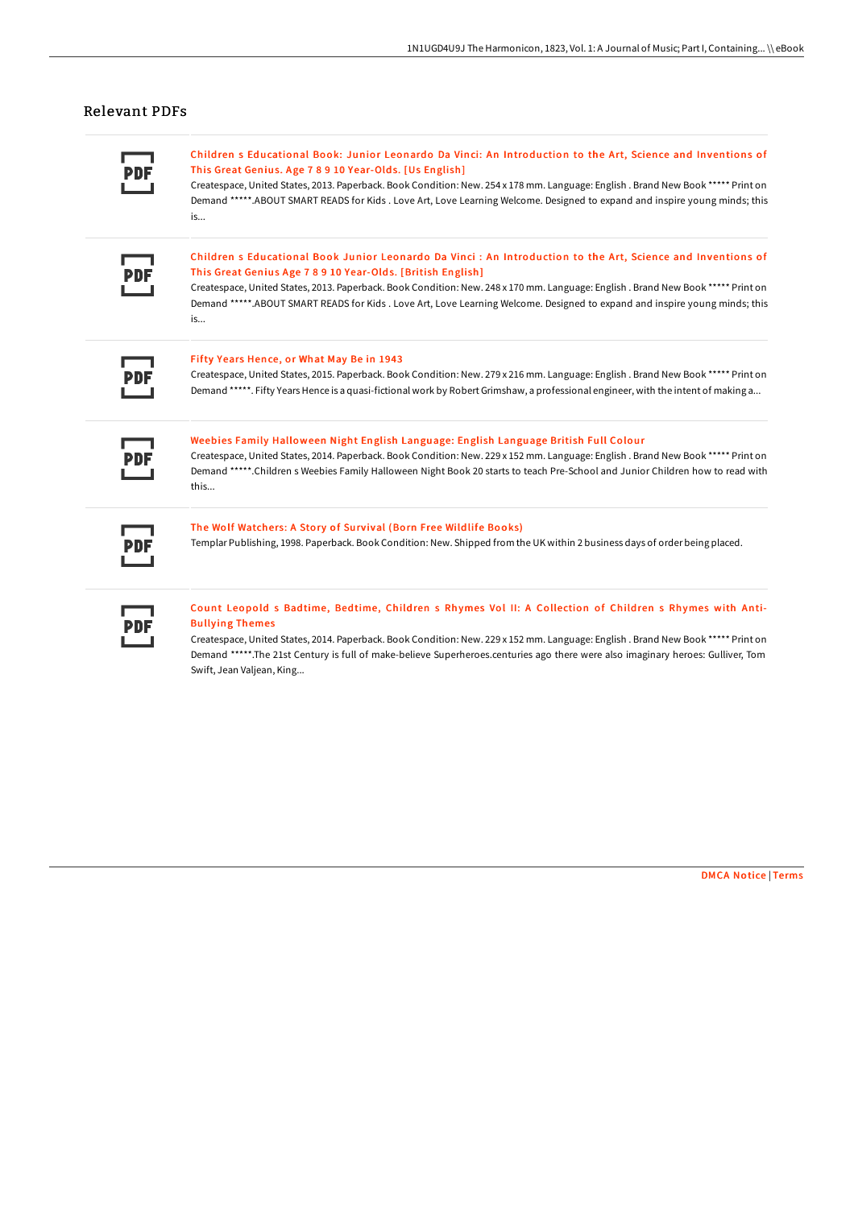## Relevant PDFs

**Children s Educational Book: Junior Leonardo Da Vinci: An Introduction to the Art, Science and Inventions of This Great Genius. Age 7 8 9 10 Year-Olds. [Us English]**

Createspace, United States, 2013. Paperback. Book Condition: New. 254 x 178 mm. Language: English . Brand New Book ***** Print on Demand *****.ABOUT SMART READS for Kids . Love Art, Love Learning Welcome. Designed to expand and inspire young minds; this is...

**Children s Educational Book Junior Leonardo Da Vinci : An Introduction to the Art, Science and Inventions of This Great Genius Age 7 8 9 10 Year-Olds. [British English]**

Createspace, United States, 2013. Paperback. Book Condition: New. 248 x 170 mm. Language: English . Brand New Book ***** Print on Demand *****.ABOUT SMART READS for Kids . Love Art, Love Learning Welcome. Designed to expand and inspire young minds; this is...

**Fifty Years Hence, or What May Be in 1943**

Createspace, United States, 2015. Paperback. Book Condition: New. 279 x 216 mm. Language: English . Brand New Book ***** Print on Demand *****. Fifty Years Hence is a quasi-fictional work by Robert Grimshaw, a professional engineer, with the intent of making a...

**Weebies Family Halloween Night English Language: English Language British Full Colour**

Createspace, United States, 2014. Paperback. Book Condition: New. 229 x 152 mm. Language: English . Brand New Book ***** Print on Demand *****.Children s Weebies Family Halloween Night Book 20 starts to teach Pre-School and Junior Children how to read with this...

**The Wolf Watchers: A Story of Survival (Born Free Wildlife Books)**

Templar Publishing, 1998. Paperback. Book Condition: New. Shipped from the UK within 2 business days of order being placed.

**Count Leopold s Badtime, Bedtime, Children s Rhymes Vol II: A Collection of Children s Rhymes with Anti-Bullying Themes**

Createspace, United States, 2014. Paperback. Book Condition: New. 229 x 152 mm. Language: English . Brand New Book ***** Print on Demand *****.The 21st Century is full of make-believe Superheroes.centuries ago there were also imaginary heroes: Gulliver, Tom Swift, Jean Valjean, King...